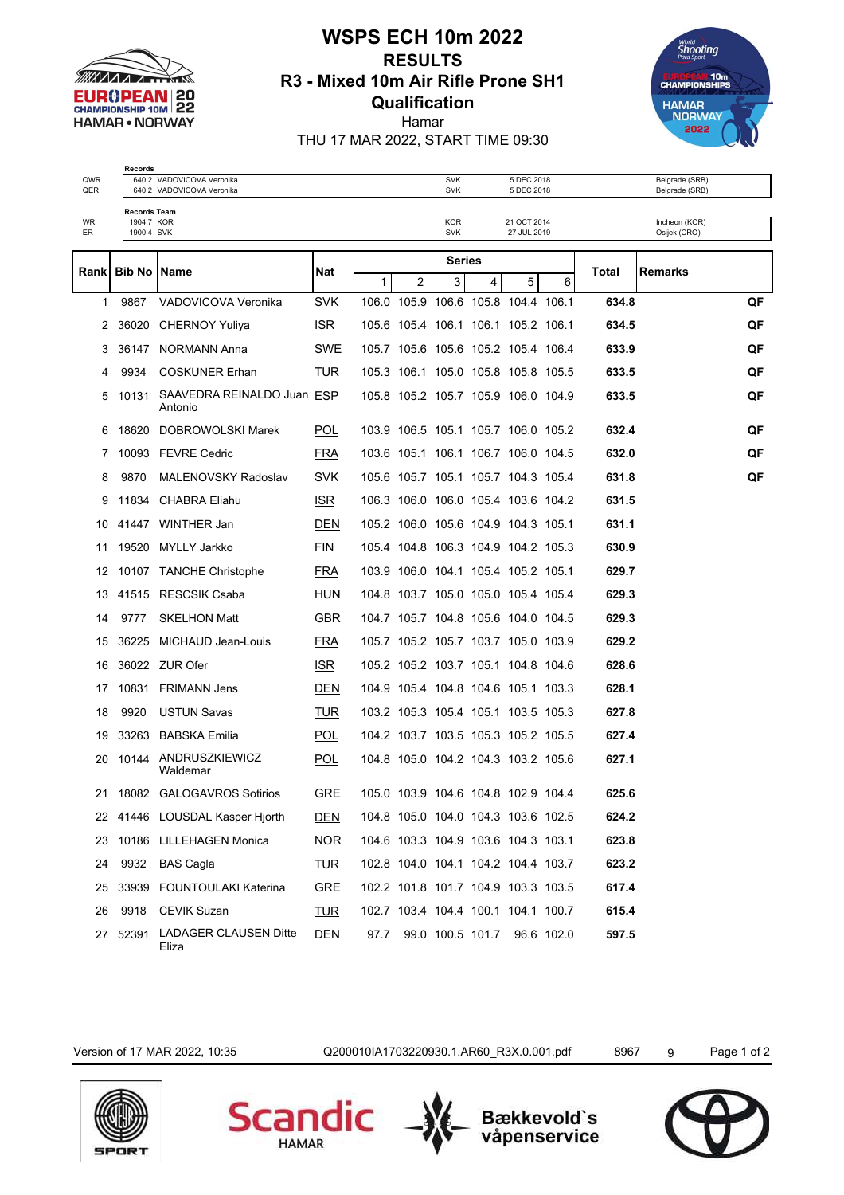# WSPS ECH 10m 2022

## RESULTS

## R3 - Mixed 10m Air Rifle Prone SH1

## Qualification

Hamar

THU 17 MAR 2022, START TIME 09:30

| | Records | | | |
|---|---|---|---|---|
| QWR | 640.2 VADOVICOVA Veronika | SVK | 5 DEC 2018 | Belgrade (SRB) |
| QER | 640.2 VADOVICOVA Veronika | SVK | 5 DEC 2018 | Belgrade (SRB) |

| | Records Team | | | |
|---|---|---|---|---|
| WR | 1904.7 KOR | KOR | 21 OCT 2014 | Incheon (KOR) |
| ER | 1900.4 SVK | SVK | 27 JUL 2019 | Osijek (CRO) |

| Rank | Bib No | Name | Nat | Series 1 | 2 | 3 | 4 | 5 | 6 | Total | Remarks |
|---|---|---|---|---|---|---|---|---|---|---|---|
| 1 | 9867 | VADOVICOVA Veronika | SVK | 106.0 | 105.9 | 106.6 | 105.8 | 104.4 | 106.1 | **634.8** | QF |
| 2 | 36020 | CHERNOY Yuliya | ISR | 105.6 | 105.4 | 106.1 | 106.1 | 105.2 | 106.1 | **634.5** | QF |
| 3 | 36147 | NORMANN Anna | SWE | 105.7 | 105.6 | 105.6 | 105.2 | 105.4 | 106.4 | **633.9** | QF |
| 4 | 9934 | COSKUNER Erhan | TUR | 105.3 | 106.1 | 105.0 | 105.8 | 105.8 | 105.5 | **633.5** | QF |
| 5 | 10131 | SAAVEDRA REINALDO Juan Antonio | ESP | 105.8 | 105.2 | 105.7 | 105.9 | 106.0 | 104.9 | **633.5** | QF |
| 6 | 18620 | DOBROWOLSKI Marek | POL | 103.9 | 106.5 | 105.1 | 105.7 | 106.0 | 105.2 | **632.4** | QF |
| 7 | 10093 | FEVRE Cedric | FRA | 103.6 | 105.1 | 106.1 | 106.7 | 106.0 | 104.5 | **632.0** | QF |
| 8 | 9870 | MALENOVSKY Radoslav | SVK | 105.6 | 105.7 | 105.1 | 105.7 | 104.3 | 105.4 | **631.8** | QF |
| 9 | 11834 | CHABRA Eliahu | ISR | 106.3 | 106.0 | 106.0 | 105.4 | 103.6 | 104.2 | **631.5** | |
| 10 | 41447 | WINTHER Jan | DEN | 105.2 | 106.0 | 105.6 | 104.9 | 104.3 | 105.1 | **631.1** | |
| 11 | 19520 | MYLLY Jarkko | FIN | 105.4 | 104.8 | 106.3 | 104.9 | 104.2 | 105.3 | **630.9** | |
| 12 | 10107 | TANCHE Christophe | FRA | 103.9 | 106.0 | 104.1 | 105.4 | 105.2 | 105.1 | **629.7** | |
| 13 | 41515 | RESCSIK Csaba | HUN | 104.8 | 103.7 | 105.0 | 105.0 | 105.4 | 105.4 | **629.3** | |
| 14 | 9777 | SKELHON Matt | GBR | 104.7 | 105.7 | 104.8 | 105.6 | 104.0 | 104.5 | **629.3** | |
| 15 | 36225 | MICHAUD Jean-Louis | FRA | 105.7 | 105.2 | 105.7 | 103.7 | 105.0 | 103.9 | **629.2** | |
| 16 | 36022 | ZUR Ofer | ISR | 105.2 | 105.2 | 103.7 | 105.1 | 104.8 | 104.6 | **628.6** | |
| 17 | 10831 | FRIMANN Jens | DEN | 104.9 | 105.4 | 104.8 | 104.6 | 105.1 | 103.3 | **628.1** | |
| 18 | 9920 | USTUN Savas | TUR | 103.2 | 105.3 | 105.4 | 105.1 | 103.5 | 105.3 | **627.8** | |
| 19 | 33263 | BABSKA Emilia | POL | 104.2 | 103.7 | 103.5 | 105.3 | 105.2 | 105.5 | **627.4** | |
| 20 | 10144 | ANDRUSZKIEWICZ Waldemar | POL | 104.8 | 105.0 | 104.2 | 104.3 | 103.2 | 105.6 | **627.1** | |
| 21 | 18082 | GALOGAVROS Sotirios | GRE | 105.0 | 103.9 | 104.6 | 104.8 | 102.9 | 104.4 | **625.6** | |
| 22 | 41446 | LOUSDAL Kasper Hjorth | DEN | 104.8 | 105.0 | 104.0 | 104.3 | 103.6 | 102.5 | **624.2** | |
| 23 | 10186 | LILLEHAGEN Monica | NOR | 104.6 | 103.3 | 104.9 | 103.6 | 104.3 | 103.1 | **623.8** | |
| 24 | 9932 | BAS Cagla | TUR | 102.8 | 104.0 | 104.1 | 104.2 | 104.4 | 103.7 | **623.2** | |
| 25 | 33939 | FOUNTOULAKI Katerina | GRE | 102.2 | 101.8 | 101.7 | 104.9 | 103.3 | 103.5 | **617.4** | |
| 26 | 9918 | CEVIK Suzan | TUR | 102.7 | 103.4 | 104.4 | 100.1 | 104.1 | 100.7 | **615.4** | |
| 27 | 52391 | LADAGER CLAUSEN Ditte Eliza | DEN | 97.7 | 99.0 | 100.5 | 101.7 | 96.6 | 102.0 | **597.5** | |

Version of 17 MAR 2022, 10:35 Q200010IA1703220930.1.AR60_R3X.0.001.pdf 8967 9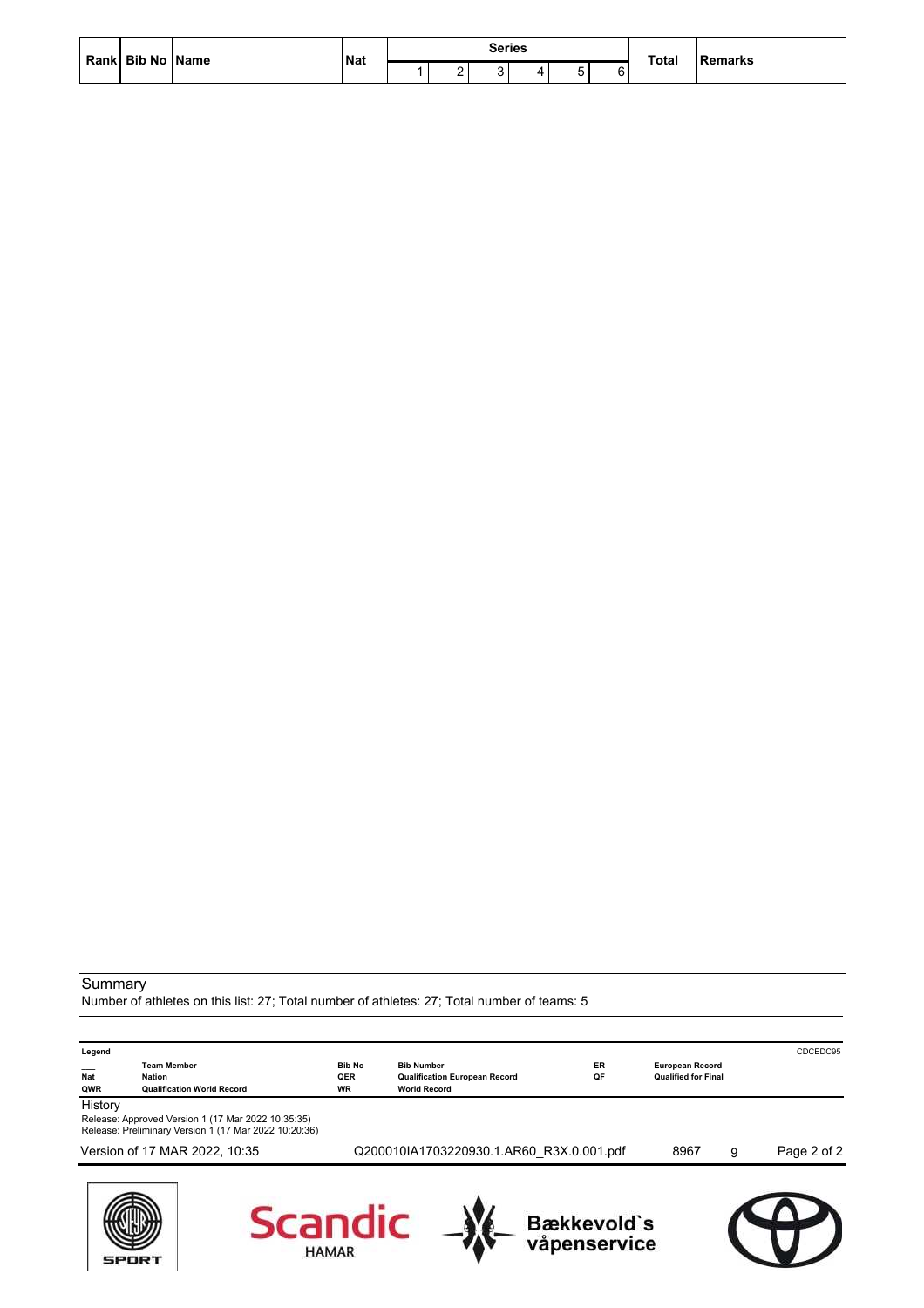| Rank | Bib No | Name | Nat | Series | | | | | | Total | Remarks |
|---|---|---|---|---|---|---|---|---|---|---|---|
| | | | | 1 | 2 | 3 | 4 | 5 | 6 | | |

## Summary

Number of athletes on this list: 27; Total number of athletes: 27; Total number of teams: 5

**Legend**

| | | | | | |
|---|---|---|---|---|---|
| ___ | Team Member | Bib No | Bib Number | ER | European Record |
| Nat | Nation | QER | Qualification European Record | QF | Qualified for Final |
| QWR | Qualification World Record | WR | World Record | | |

CDCEDC95

History

Release: Approved Version 1 (17 Mar 2022 10:35:35)
Release: Preliminary Version 1 (17 Mar 2022 10:20:36)

Version of 17 MAR 2022, 10:35 Q200010IA1703220930.1.AR60_R3X.0.001.pdf 8967 9

SPORT Scandic HAMAR Bækkevold`s våpenservice